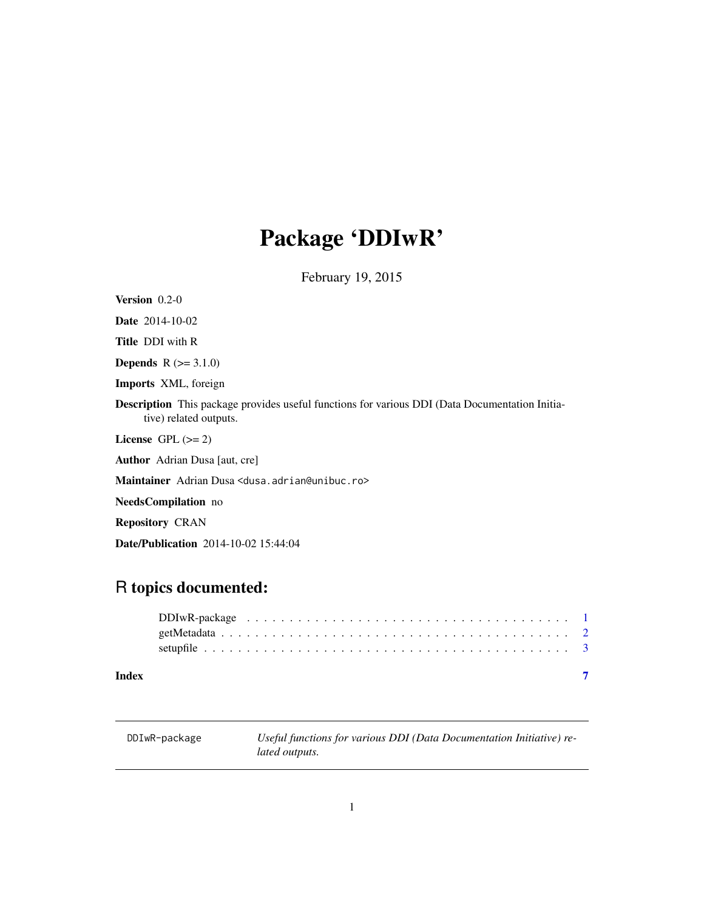# Package 'DDIwR'

February 19, 2015

**Version** 0.2-0

**Date** 2014-10-02

**Title** DDI with R

**Depends** R (>= 3.1.0)

**Imports** XML, foreign

**Description** This package provides useful functions for various DDI (Data Documentation Initiative) related outputs.

**License** GPL (>= 2)

**Author** Adrian Dusa [aut, cre]

**Maintainer** Adrian Dusa <dusa.adrian@unibuc.ro>

**NeedsCompilation** no

**Repository** CRAN

**Date/Publication** 2014-10-02 15:44:04

## R topics documented:

| | |
|---|---|
| DDIwR-package | 1 |
| getMetadata | 2 |
| setupfile | 3 |
| **Index** | **7** |

---

| DDIwR-package | *Useful functions for various DDI (Data Documentation Initiative) related outputs.* |
|---|---|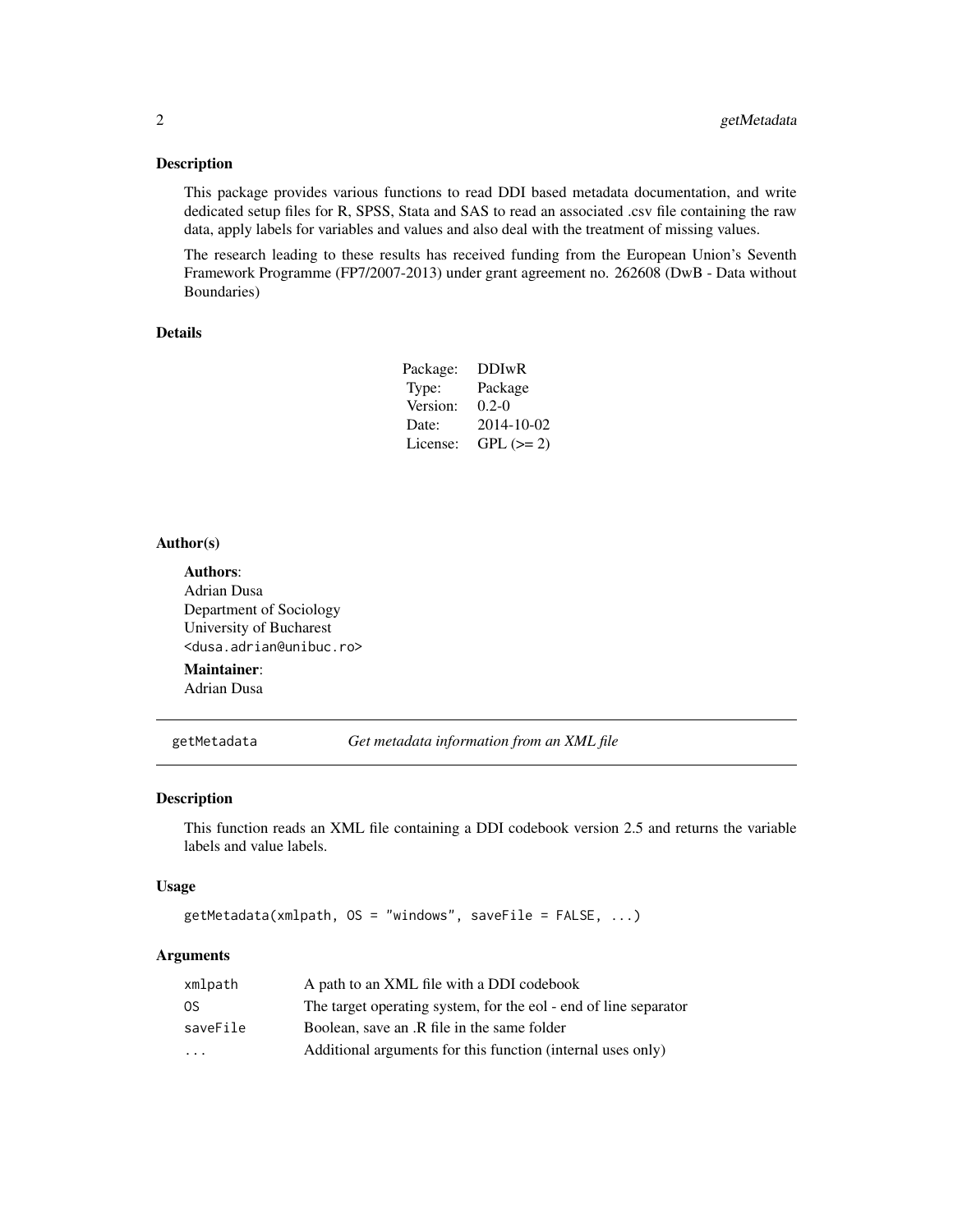## Description

This package provides various functions to read DDI based metadata documentation, and write dedicated setup files for R, SPSS, Stata and SAS to read an associated .csv file containing the raw data, apply labels for variables and values and also deal with the treatment of missing values.

The research leading to these results has received funding from the European Union's Seventh Framework Programme (FP7/2007-2013) under grant agreement no. 262608 (DwB - Data without Boundaries)

## Details

| | |
|---|---|
| Package: | DDIwR |
| Type: | Package |
| Version: | 0.2-0 |
| Date: | 2014-10-02 |
| License: | GPL (>= 2) |

## Author(s)

**Authors**:
Adrian Dusa
Department of Sociology
University of Bucharest
`<dusa.adrian@unibuc.ro>`

**Maintainer**:
Adrian Dusa

---

# `getMetadata` *Get metadata information from an XML file*

---

## Description

This function reads an XML file containing a DDI codebook version 2.5 and returns the variable labels and value labels.

## Usage

```
getMetadata(xmlpath, OS = "windows", saveFile = FALSE, ...)
```

## Arguments

| | |
|---|---|
| `xmlpath` | A path to an XML file with a DDI codebook |
| `OS` | The target operating system, for the eol - end of line separator |
| `saveFile` | Boolean, save an .R file in the same folder |
| `...` | Additional arguments for this function (internal uses only) |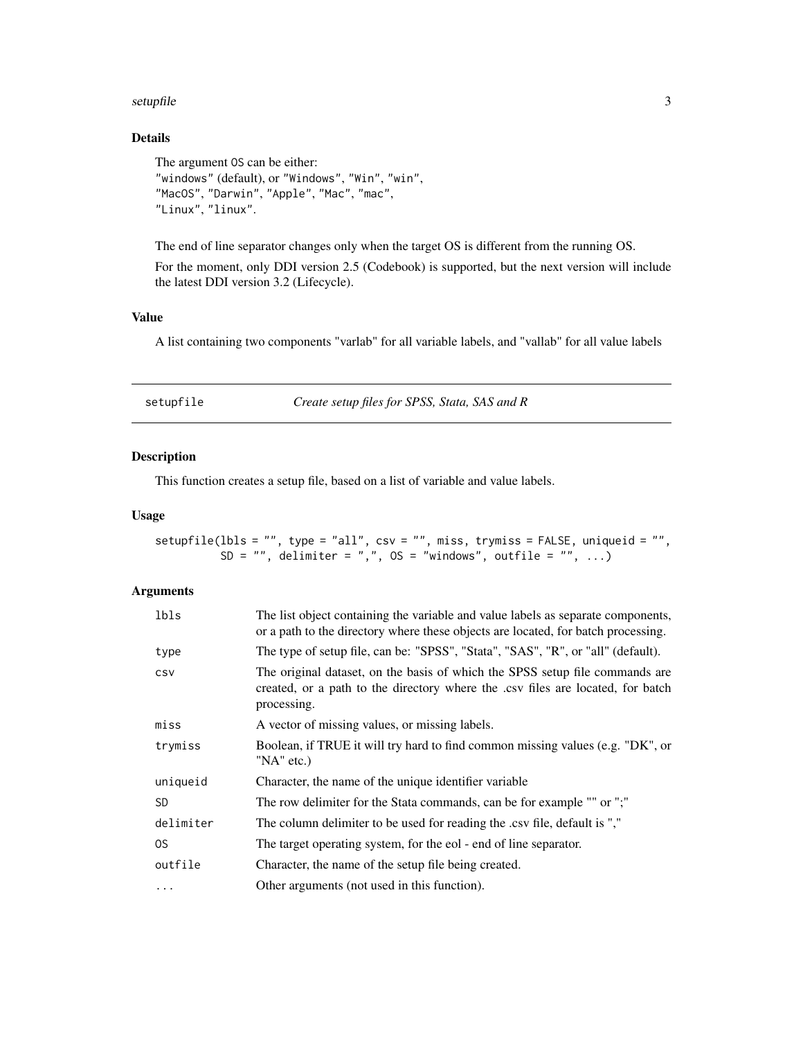### Details

The argument `OS` can be either:
`"windows"` (default), or `"Windows"`, `"Win"`, `"win"`,
`"MacOS"`, `"Darwin"`, `"Apple"`, `"Mac"`, `"mac"`,
`"Linux"`, `"linux"`.

The end of line separator changes only when the target OS is different from the running OS.

For the moment, only DDI version 2.5 (Codebook) is supported, but the next version will include the latest DDI version 3.2 (Lifecycle).

### Value

A list containing two components "varlab" for all variable labels, and "vallab" for all value labels

---

## setupfile — *Create setup files for SPSS, Stata, SAS and R*

### Description

This function creates a setup file, based on a list of variable and value labels.

### Usage

```
setupfile(lbls = "", type = "all", csv = "", miss, trymiss = FALSE, uniqueid = "",
          SD = "", delimiter = ",", OS = "windows", outfile = "", ...)
```

### Arguments

| Argument | Description |
|---|---|
| `lbls` | The list object containing the variable and value labels as separate components, or a path to the directory where these objects are located, for batch processing. |
| `type` | The type of setup file, can be: "SPSS", "Stata", "SAS", "R", or "all" (default). |
| `csv` | The original dataset, on the basis of which the SPSS setup file commands are created, or a path to the directory where the .csv files are located, for batch processing. |
| `miss` | A vector of missing values, or missing labels. |
| `trymiss` | Boolean, if TRUE it will try hard to find common missing values (e.g. "DK", or "NA" etc.) |
| `uniqueid` | Character, the name of the unique identifier variable |
| `SD` | The row delimiter for the Stata commands, can be for example "" or ";" |
| `delimiter` | The column delimiter to be used for reading the .csv file, default is "," |
| `OS` | The target operating system, for the eol - end of line separator. |
| `outfile` | Character, the name of the setup file being created. |
| `...` | Other arguments (not used in this function). |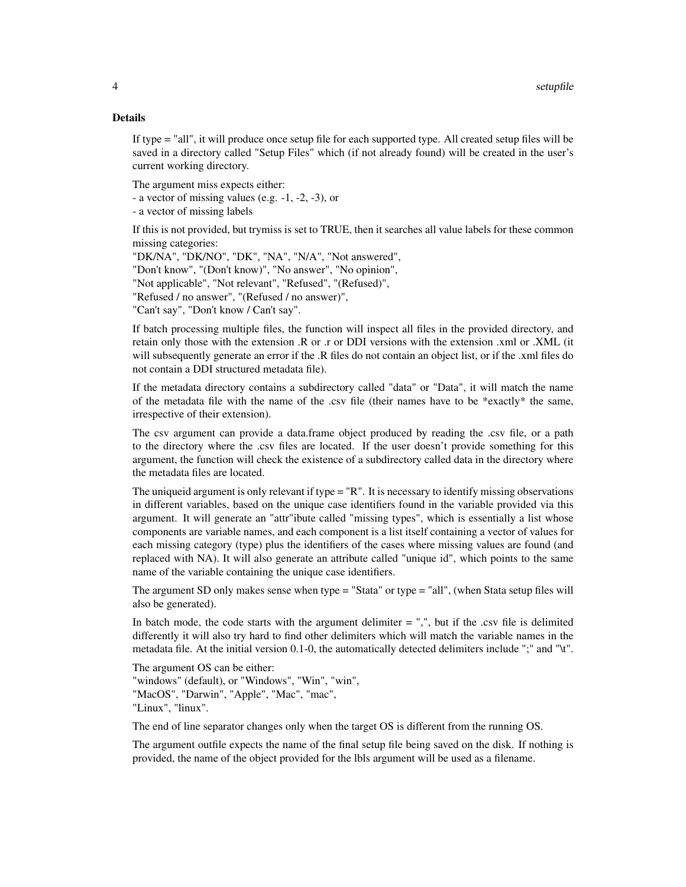### Details

If type = "all", it will produce once setup file for each supported type. All created setup files will be saved in a directory called "Setup Files" which (if not already found) will be created in the user's current working directory.

The argument miss expects either:
- a vector of missing values (e.g. -1, -2, -3), or
- a vector of missing labels

If this is not provided, but trymiss is set to TRUE, then it searches all value labels for these common missing categories:
"DK/NA", "DK/NO", "DK", "NA", "N/A", "Not answered",
"Don't know", "(Don't know)", "No answer", "No opinion",
"Not applicable", "Not relevant", "Refused", "(Refused)",
"Refused / no answer", "(Refused / no answer)",
"Can't say", "Don't know / Can't say".

If batch processing multiple files, the function will inspect all files in the provided directory, and retain only those with the extension .R or .r or DDI versions with the extension .xml or .XML (it will subsequently generate an error if the .R files do not contain an object list, or if the .xml files do not contain a DDI structured metadata file).

If the metadata directory contains a subdirectory called "data" or "Data", it will match the name of the metadata file with the name of the .csv file (their names have to be *exactly* the same, irrespective of their extension).

The csv argument can provide a data.frame object produced by reading the .csv file, or a path to the directory where the .csv files are located. If the user doesn't provide something for this argument, the function will check the existence of a subdirectory called data in the directory where the metadata files are located.

The uniqueid argument is only relevant if type = "R". It is necessary to identify missing observations in different variables, based on the unique case identifiers found in the variable provided via this argument. It will generate an "attr"ibute called "missing types", which is essentially a list whose components are variable names, and each component is a list itself containing a vector of values for each missing category (type) plus the identifiers of the cases where missing values are found (and replaced with NA). It will also generate an attribute called "unique id", which points to the same name of the variable containing the unique case identifiers.

The argument SD only makes sense when type = "Stata" or type = "all", (when Stata setup files will also be generated).

In batch mode, the code starts with the argument delimiter = ",", but if the .csv file is delimited differently it will also try hard to find other delimiters which will match the variable names in the metadata file. At the initial version 0.1-0, the automatically detected delimiters include ";" and "\t".

The argument OS can be either:
"windows" (default), or "Windows", "Win", "win",
"MacOS", "Darwin", "Apple", "Mac", "mac",
"Linux", "linux".

The end of line separator changes only when the target OS is different from the running OS.

The argument outfile expects the name of the final setup file being saved on the disk. If nothing is provided, the name of the object provided for the lbls argument will be used as a filename.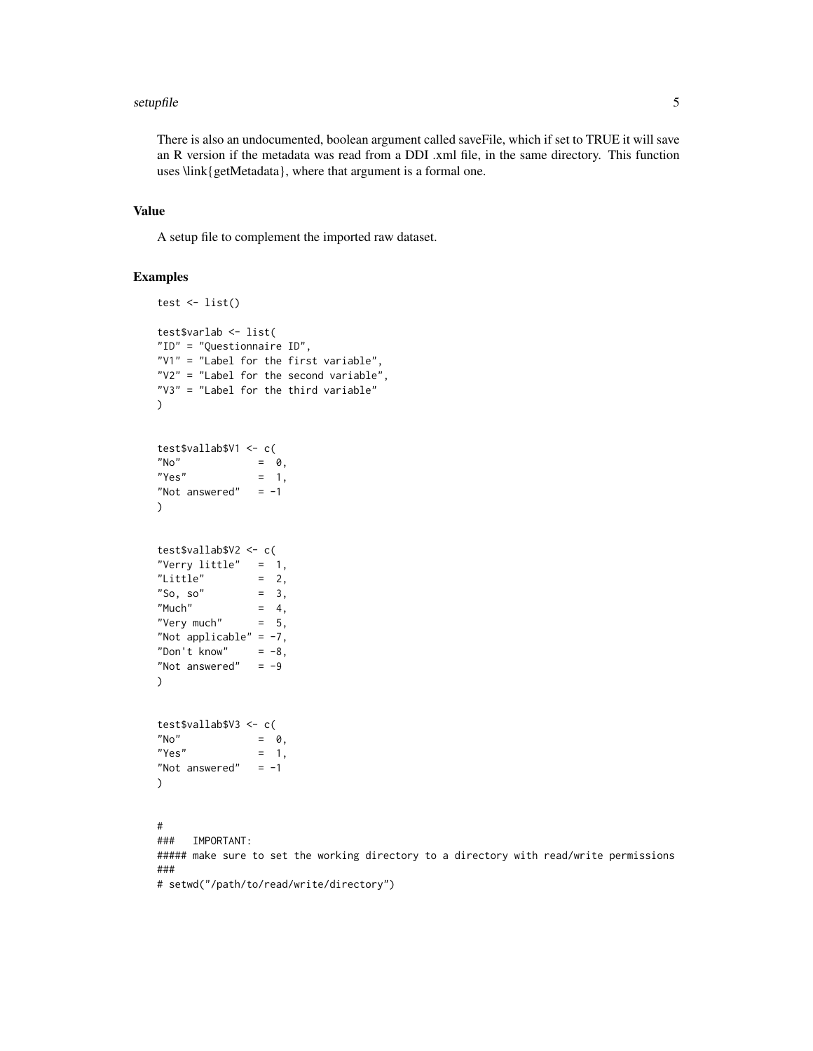There is also an undocumented, boolean argument called saveFile, which if set to TRUE it will save an R version if the metadata was read from a DDI .xml file, in the same directory. This function uses \link{getMetadata}, where that argument is a formal one.

## Value

A setup file to complement the imported raw dataset.

## Examples

```
test <- list()

test$varlab <- list(
"ID" = "Questionnaire ID",
"V1" = "Label for the first variable",
"V2" = "Label for the second variable",
"V3" = "Label for the third variable"
)


test$vallab$V1 <- c(
"No"             =  0,
"Yes"            =  1,
"Not answered"   = -1
)


test$vallab$V2 <- c(
"Verry little"   =  1,
"Little"         =  2,
"So, so"         =  3,
"Much"           =  4,
"Very much"      =  5,
"Not applicable" = -7,
"Don't know"     = -8,
"Not answered"   = -9
)


test$vallab$V3 <- c(
"No"             =  0,
"Yes"            =  1,
"Not answered"   = -1
)


#
###   IMPORTANT:
##### make sure to set the working directory to a directory with read/write permissions
###
# setwd("/path/to/read/write/directory")
```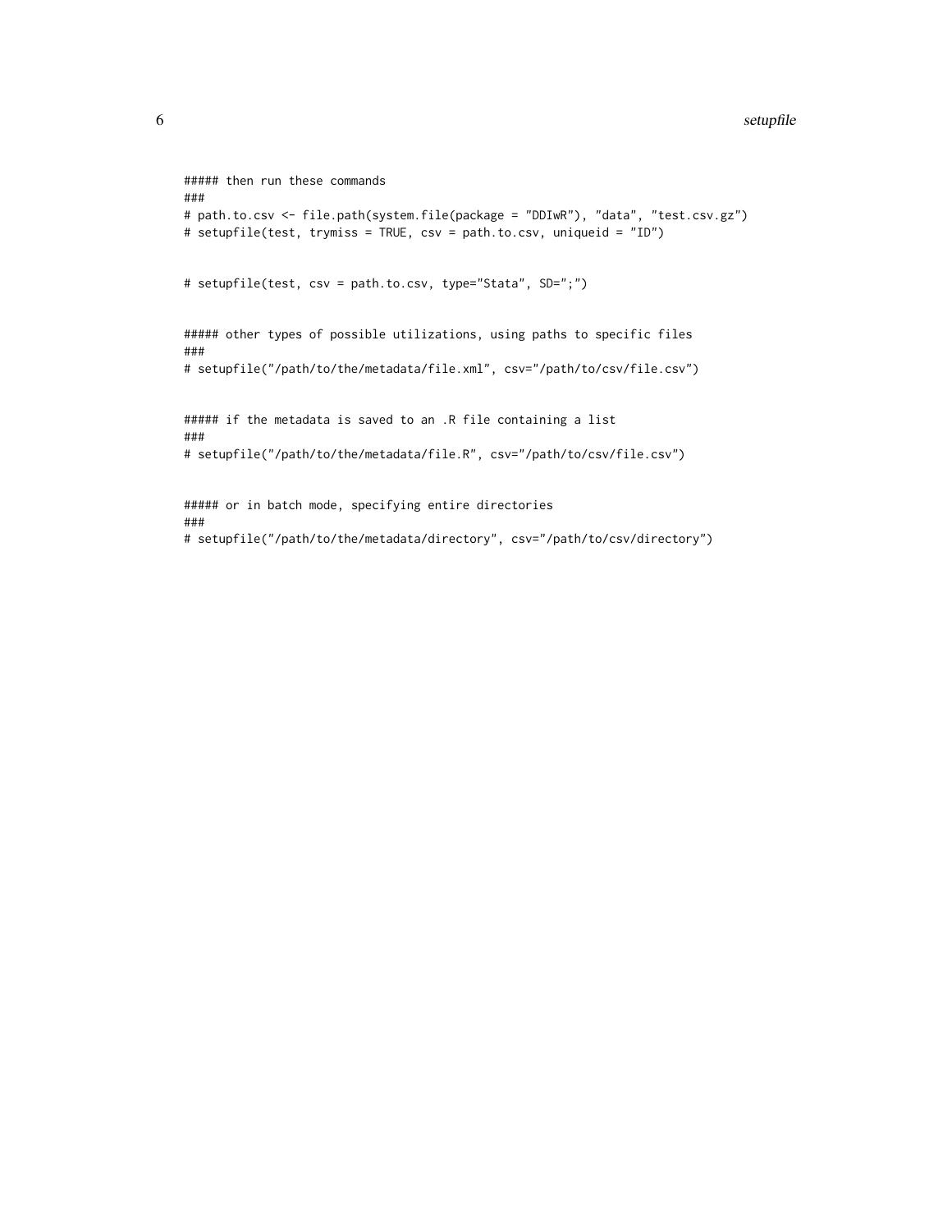```
##### then run these commands
###
# path.to.csv <- file.path(system.file(package = "DDIwR"), "data", "test.csv.gz")
# setupfile(test, trymiss = TRUE, csv = path.to.csv, uniqueid = "ID")


# setupfile(test, csv = path.to.csv, type="Stata", SD=";")


##### other types of possible utilizations, using paths to specific files
###
# setupfile("/path/to/the/metadata/file.xml", csv="/path/to/csv/file.csv")


##### if the metadata is saved to an .R file containing a list
###
# setupfile("/path/to/the/metadata/file.R", csv="/path/to/csv/file.csv")


##### or in batch mode, specifying entire directories
###
# setupfile("/path/to/the/metadata/directory", csv="/path/to/csv/directory")
```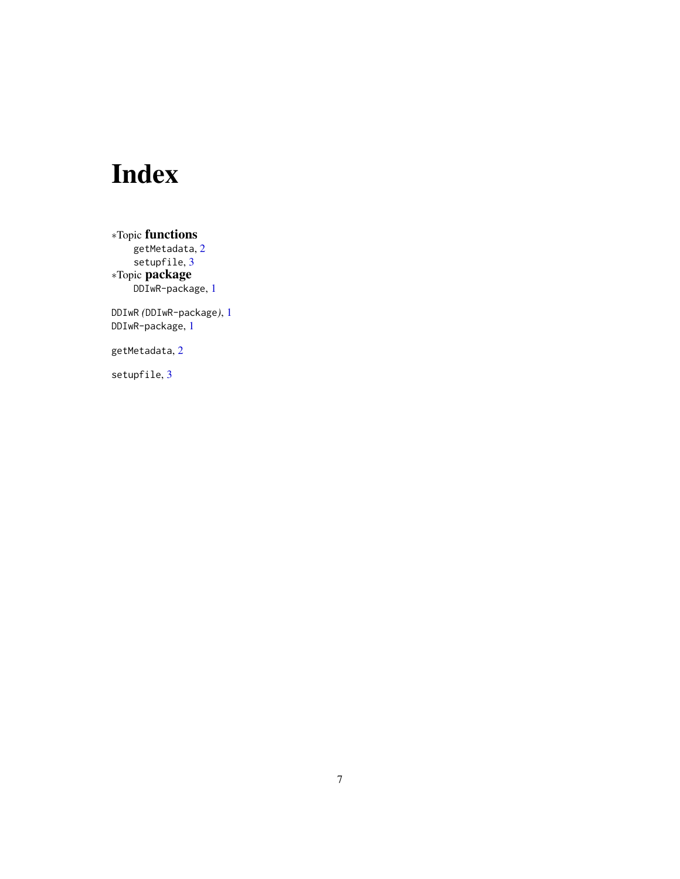# Index

*Topic **functions**
    getMetadata, 2
    setupfile, 3
*Topic **package**
    DDIwR-package, 1

DDIwR (DDIwR-package), 1
DDIwR-package, 1

getMetadata, 2

setupfile, 3